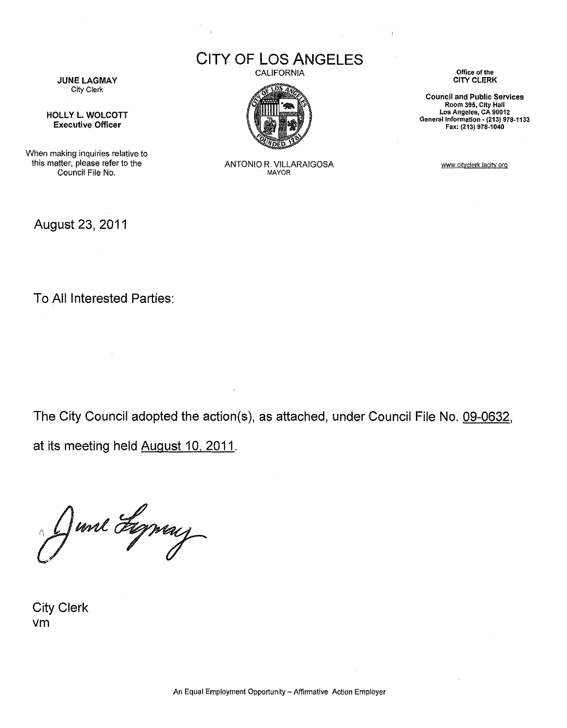# CITY OF LOS ANGELES

CALIFORNIA

ANTONIO R. VILLARAIGOSA
MAYOR

**JUNE LAGMAY**
City Clerk

**HOLLY L. WOLCOTT**
**Executive Officer**

When making inquiries relative to this matter, please refer to the Council File No.

**Office of the**
**CITY CLERK**

**Council and Public Services**
**Room 395, City Hall**
**Los Angeles, CA 90012**
**General Information - (213) 978-1133**
**Fax: (213) 978-1040**

www.cityclerk.lacity.org

August 23, 2011

To All Interested Parties:

The City Council adopted the action(s), as attached, under Council File No. 09-0632, at its meeting held August 10, 2011.

June Lagmay

City Clerk
vm

An Equal Employment Opportunity – Affirmative Action Employer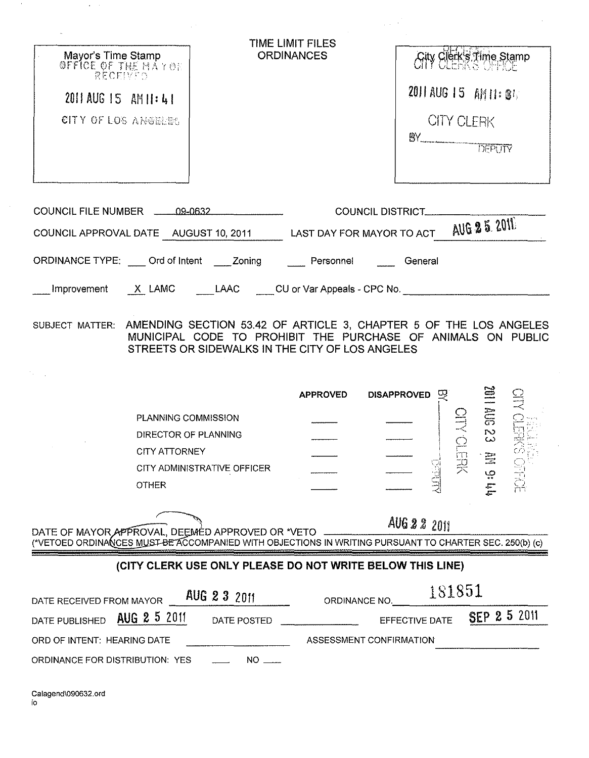Mayor's Time Stamp
OFFICE OF THE MAYOR
RECEIVED

2011 AUG 15 AM 11:41

CITY OF LOS ANGELES

# TIME LIMIT FILES
# ORDINANCES

City Clerk's Time Stamp
CITY CLERK'S OFFICE

2011 AUG 15 AM 11:31

CITY CLERK

BY _______________ DEPUTY

COUNCIL FILE NUMBER 09-0632 COUNCIL DISTRICT ______________

COUNCIL APPROVAL DATE AUGUST 10, 2011 LAST DAY FOR MAYOR TO ACT AUG 25 2011

ORDINANCE TYPE: ___ Ord of Intent ___ Zoning ___ Personnel ___ General

___ Improvement X LAMC ___ LAAC ___ CU or Var Appeals - CPC No. ______________

SUBJECT MATTER: AMENDING SECTION 53.42 OF ARTICLE 3, CHAPTER 5 OF THE LOS ANGELES MUNICIPAL CODE TO PROHIBIT THE PURCHASE OF ANIMALS ON PUBLIC STREETS OR SIDEWALKS IN THE CITY OF LOS ANGELES

| | APPROVED | DISAPPROVED |
|---|---|---|
| PLANNING COMMISSION | ____ | ____ |
| DIRECTOR OF PLANNING | ____ | ____ |
| CITY ATTORNEY | ____ | ____ |
| CITY ADMINISTRATIVE OFFICER | ____ | ____ |
| OTHER | ____ | ____ |

CITY CLERK'S OFFICE
2011 AUG 23 AM 9:44
CITY CLERK
BY _______________ DEPUTY

DATE OF MAYOR APPROVAL, DEEMED APPROVED OR *VETO AUG 22 2011
(*VETOED ORDINANCES MUST BE ACCOMPANIED WITH OBJECTIONS IN WRITING PURSUANT TO CHARTER SEC. 250(b) (c)

**(CITY CLERK USE ONLY PLEASE DO NOT WRITE BELOW THIS LINE)**

DATE RECEIVED FROM MAYOR AUG 23 2011 ORDINANCE NO. 181851

DATE PUBLISHED AUG 25 2011 DATE POSTED ______________ EFFECTIVE DATE SEP 25 2011

ORD OF INTENT: HEARING DATE ______________ ASSESSMENT CONFIRMATION ______________

ORDINANCE FOR DISTRIBUTION: YES ___ NO ___

Calagend\090632.ord
io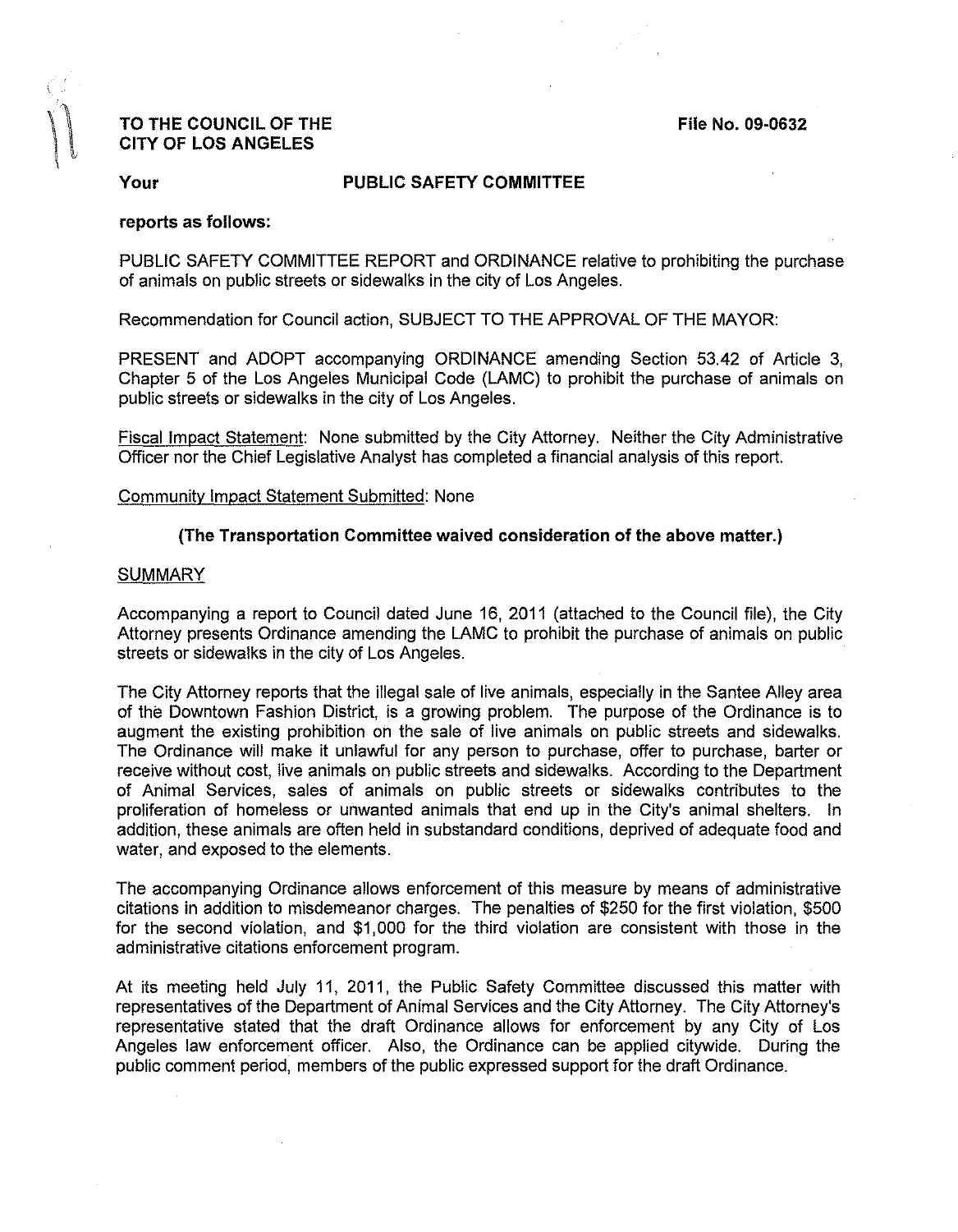**TO THE COUNCIL OF THE CITY OF LOS ANGELES**

**File No. 09-0632**

**Your PUBLIC SAFETY COMMITTEE**

**reports as follows:**

PUBLIC SAFETY COMMITTEE REPORT and ORDINANCE relative to prohibiting the purchase of animals on public streets or sidewalks in the city of Los Angeles.

Recommendation for Council action, SUBJECT TO THE APPROVAL OF THE MAYOR:

PRESENT and ADOPT accompanying ORDINANCE amending Section 53.42 of Article 3, Chapter 5 of the Los Angeles Municipal Code (LAMC) to prohibit the purchase of animals on public streets or sidewalks in the city of Los Angeles.

Fiscal Impact Statement: None submitted by the City Attorney. Neither the City Administrative Officer nor the Chief Legislative Analyst has completed a financial analysis of this report.

Community Impact Statement Submitted: None

**(The Transportation Committee waived consideration of the above matter.)**

SUMMARY

Accompanying a report to Council dated June 16, 2011 (attached to the Council file), the City Attorney presents Ordinance amending the LAMC to prohibit the purchase of animals on public streets or sidewalks in the city of Los Angeles.

The City Attorney reports that the illegal sale of live animals, especially in the Santee Alley area of the Downtown Fashion District, is a growing problem. The purpose of the Ordinance is to augment the existing prohibition on the sale of live animals on public streets and sidewalks. The Ordinance will make it unlawful for any person to purchase, offer to purchase, barter or receive without cost, live animals on public streets and sidewalks. According to the Department of Animal Services, sales of animals on public streets or sidewalks contributes to the proliferation of homeless or unwanted animals that end up in the City's animal shelters. In addition, these animals are often held in substandard conditions, deprived of adequate food and water, and exposed to the elements.

The accompanying Ordinance allows enforcement of this measure by means of administrative citations in addition to misdemeanor charges. The penalties of $250 for the first violation, $500 for the second violation, and $1,000 for the third violation are consistent with those in the administrative citations enforcement program.

At its meeting held July 11, 2011, the Public Safety Committee discussed this matter with representatives of the Department of Animal Services and the City Attorney. The City Attorney's representative stated that the draft Ordinance allows for enforcement by any City of Los Angeles law enforcement officer. Also, the Ordinance can be applied citywide. During the public comment period, members of the public expressed support for the draft Ordinance.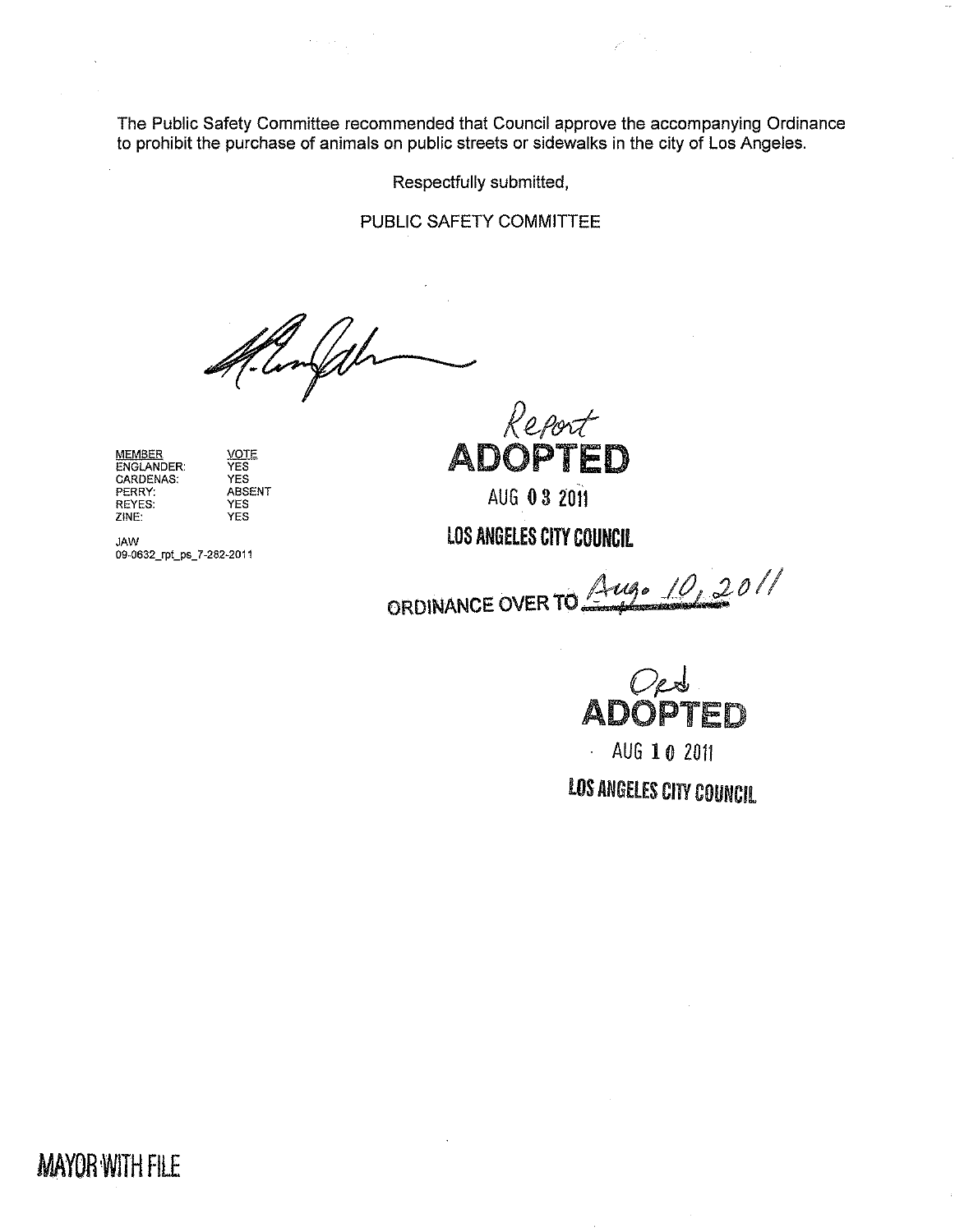The Public Safety Committee recommended that Council approve the accompanying Ordinance to prohibit the purchase of animals on public streets or sidewalks in the city of Los Angeles.

Respectfully submitted,

PUBLIC SAFETY COMMITTEE

| MEMBER | VOTE |
|---|---|
| ENGLANDER: | YES |
| CARDENAS: | YES |
| PERRY: | ABSENT |
| REYES: | YES |
| ZINE: | YES |

JAW
09-0632_rpt_ps_7-282-2011

Report
**ADOPTED**
AUG 03 2011
**LOS ANGELES CITY COUNCIL**

ORDINANCE OVER TO Aug. 10, 2011

Ord
**ADOPTED**
AUG 10 2011
**LOS ANGELES CITY COUNCIL**

**MAYOR WITH FILE**